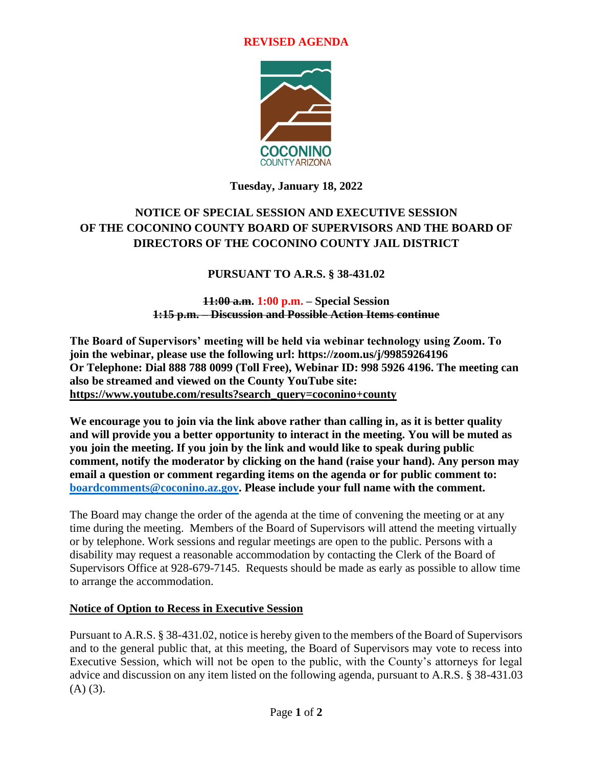**REVISED AGENDA**

COCONINO
COUNTY ARIZONA

**Tuesday, January 18, 2022**

## NOTICE OF SPECIAL SESSION AND EXECUTIVE SESSION OF THE COCONINO COUNTY BOARD OF SUPERVISORS AND THE BOARD OF DIRECTORS OF THE COCONINO COUNTY JAIL DISTRICT

## PURSUANT TO A.R.S. § 38-431.02

**~~11:00 a.m.~~ 1:00 p.m. – Special Session**
**~~1:15 p.m. – Discussion and Possible Action Items continue~~**

**The Board of Supervisors' meeting will be held via webinar technology using Zoom. To join the webinar, please use the following url: https://zoom.us/j/99859264196 Or Telephone: Dial 888 788 0099 (Toll Free), Webinar ID: 998 5926 4196. The meeting can also be streamed and viewed on the County YouTube site: https://www.youtube.com/results?search_query=coconino+county**

**We encourage you to join via the link above rather than calling in, as it is better quality and will provide you a better opportunity to interact in the meeting. You will be muted as you join the meeting. If you join by the link and would like to speak during public comment, notify the moderator by clicking on the hand (raise your hand). Any person may email a question or comment regarding items on the agenda or for public comment to: boardcomments@coconino.az.gov. Please include your full name with the comment.**

The Board may change the order of the agenda at the time of convening the meeting or at any time during the meeting. Members of the Board of Supervisors will attend the meeting virtually or by telephone. Work sessions and regular meetings are open to the public. Persons with a disability may request a reasonable accommodation by contacting the Clerk of the Board of Supervisors Office at 928-679-7145. Requests should be made as early as possible to allow time to arrange the accommodation.

**Notice of Option to Recess in Executive Session**

Pursuant to A.R.S. § 38-431.02, notice is hereby given to the members of the Board of Supervisors and to the general public that, at this meeting, the Board of Supervisors may vote to recess into Executive Session, which will not be open to the public, with the County's attorneys for legal advice and discussion on any item listed on the following agenda, pursuant to A.R.S. § 38-431.03 (A) (3).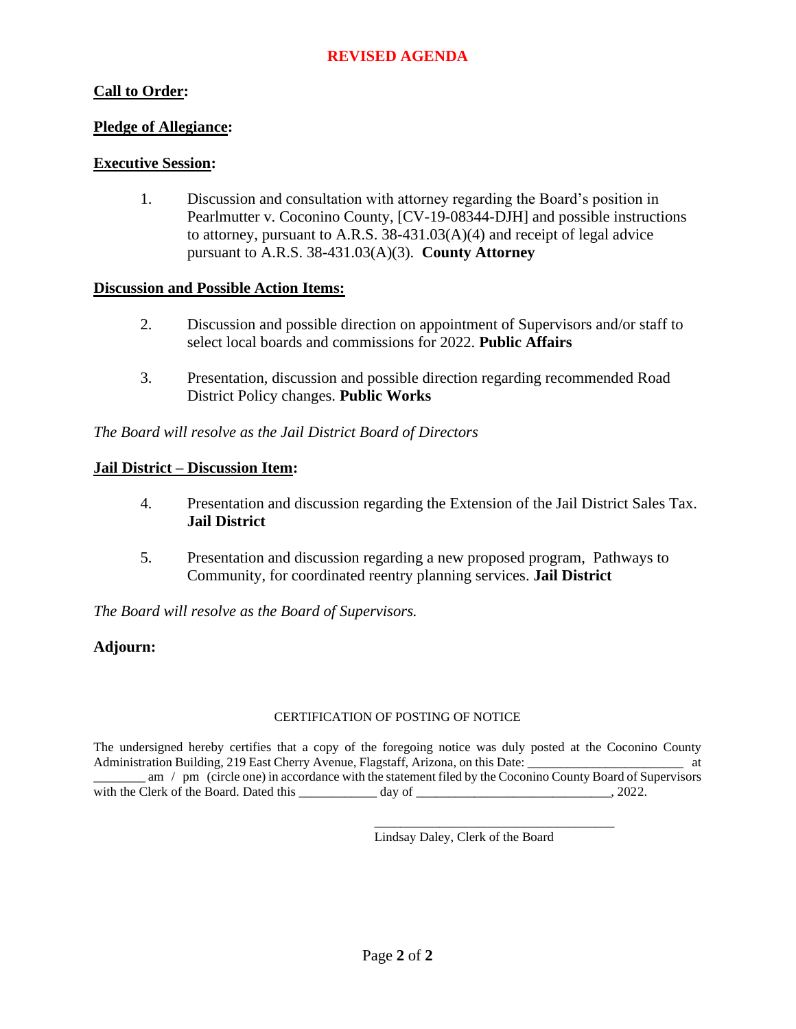**REVISED AGENDA**

**Call to Order:**

**Pledge of Allegiance:**

**Executive Session:**

1. Discussion and consultation with attorney regarding the Board's position in Pearlmutter v. Coconino County, [CV-19-08344-DJH] and possible instructions to attorney, pursuant to A.R.S. 38-431.03(A)(4) and receipt of legal advice pursuant to A.R.S. 38-431.03(A)(3). **County Attorney**

**Discussion and Possible Action Items:**

2. Discussion and possible direction on appointment of Supervisors and/or staff to select local boards and commissions for 2022. **Public Affairs**

3. Presentation, discussion and possible direction regarding recommended Road District Policy changes. **Public Works**

*The Board will resolve as the Jail District Board of Directors*

**Jail District – Discussion Item:**

4. Presentation and discussion regarding the Extension of the Jail District Sales Tax. **Jail District**

5. Presentation and discussion regarding a new proposed program, Pathways to Community, for coordinated reentry planning services. **Jail District**

*The Board will resolve as the Board of Supervisors.*

**Adjourn:**

CERTIFICATION OF POSTING OF NOTICE

The undersigned hereby certifies that a copy of the foregoing notice was duly posted at the Coconino County Administration Building, 219 East Cherry Avenue, Flagstaff, Arizona, on this Date: ________________________ at ________ am / pm (circle one) in accordance with the statement filed by the Coconino County Board of Supervisors with the Clerk of the Board. Dated this ____________ day of ______________________________, 2022.

_____________________________________
Lindsay Daley, Clerk of the Board